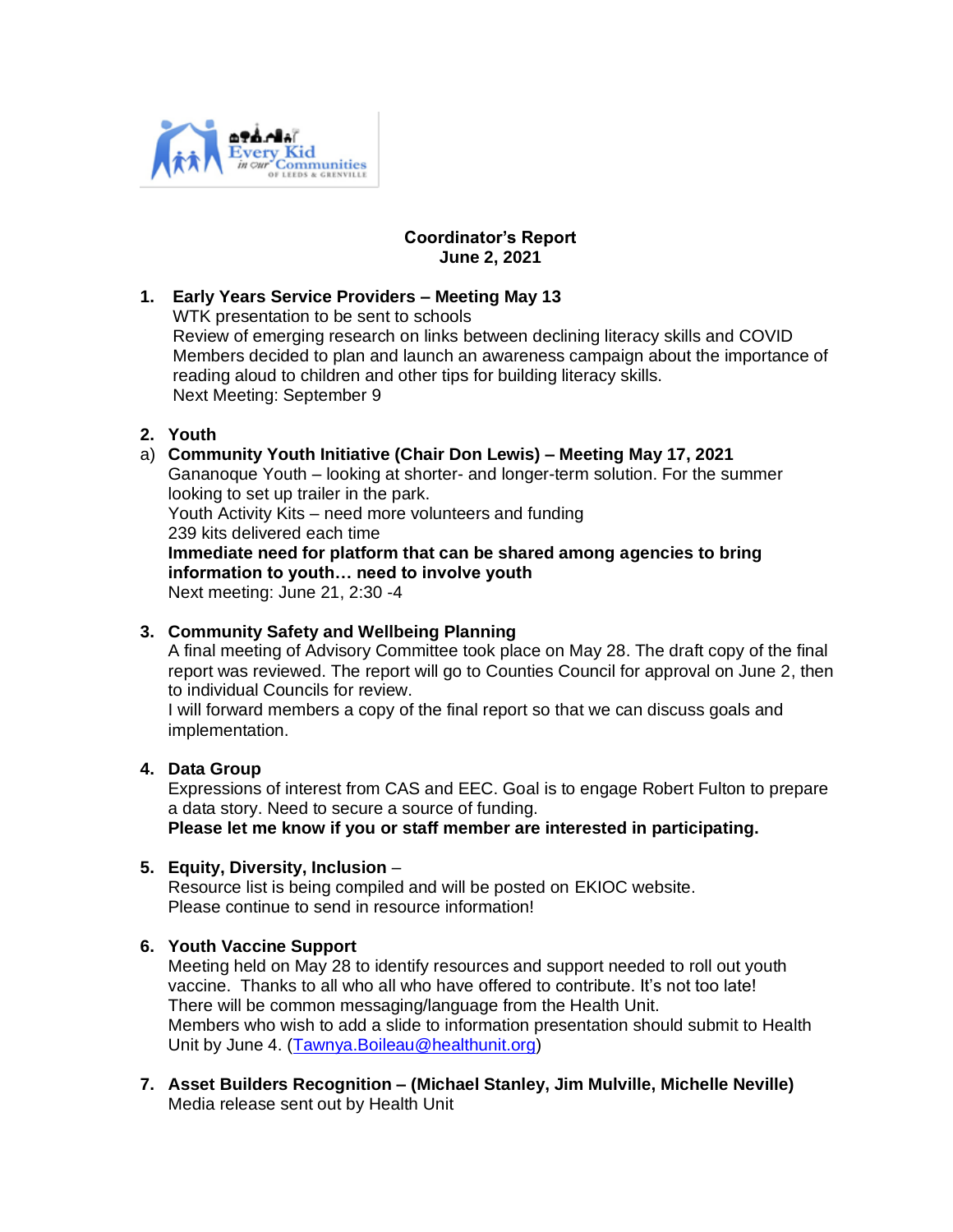# Coordinator's Report
## June 2, 2021

1. **Early Years Service Providers – Meeting May 13**
   WTK presentation to be sent to schools
   Review of emerging research on links between declining literacy skills and COVID
   Members decided to plan and launch an awareness campaign about the importance of reading aloud to children and other tips for building literacy skills.
   Next Meeting: September 9

2. **Youth**

   a) **Community Youth Initiative (Chair Don Lewis) – Meeting May 17, 2021**
   Gananoque Youth – looking at shorter- and longer-term solution. For the summer looking to set up trailer in the park.
   Youth Activity Kits – need more volunteers and funding
   239 kits delivered each time
   **Immediate need for platform that can be shared among agencies to bring information to youth… need to involve youth**
   Next meeting: June 21, 2:30 -4

3. **Community Safety and Wellbeing Planning**
   A final meeting of Advisory Committee took place on May 28. The draft copy of the final report was reviewed. The report will go to Counties Council for approval on June 2, then to individual Councils for review.
   I will forward members a copy of the final report so that we can discuss goals and implementation.

4. **Data Group**
   Expressions of interest from CAS and EEC. Goal is to engage Robert Fulton to prepare a data story. Need to secure a source of funding.
   **Please let me know if you or staff member are interested in participating.**

5. **Equity, Diversity, Inclusion** –
   Resource list is being compiled and will be posted on EKIOC website.
   Please continue to send in resource information!

6. **Youth Vaccine Support**
   Meeting held on May 28 to identify resources and support needed to roll out youth vaccine. Thanks to all who all who have offered to contribute. It's not too late!
   There will be common messaging/language from the Health Unit.
   Members who wish to add a slide to information presentation should submit to Health Unit by June 4. (Tawnya.Boileau@healthunit.org)

7. **Asset Builders Recognition – (Michael Stanley, Jim Mulville, Michelle Neville)**
   Media release sent out by Health Unit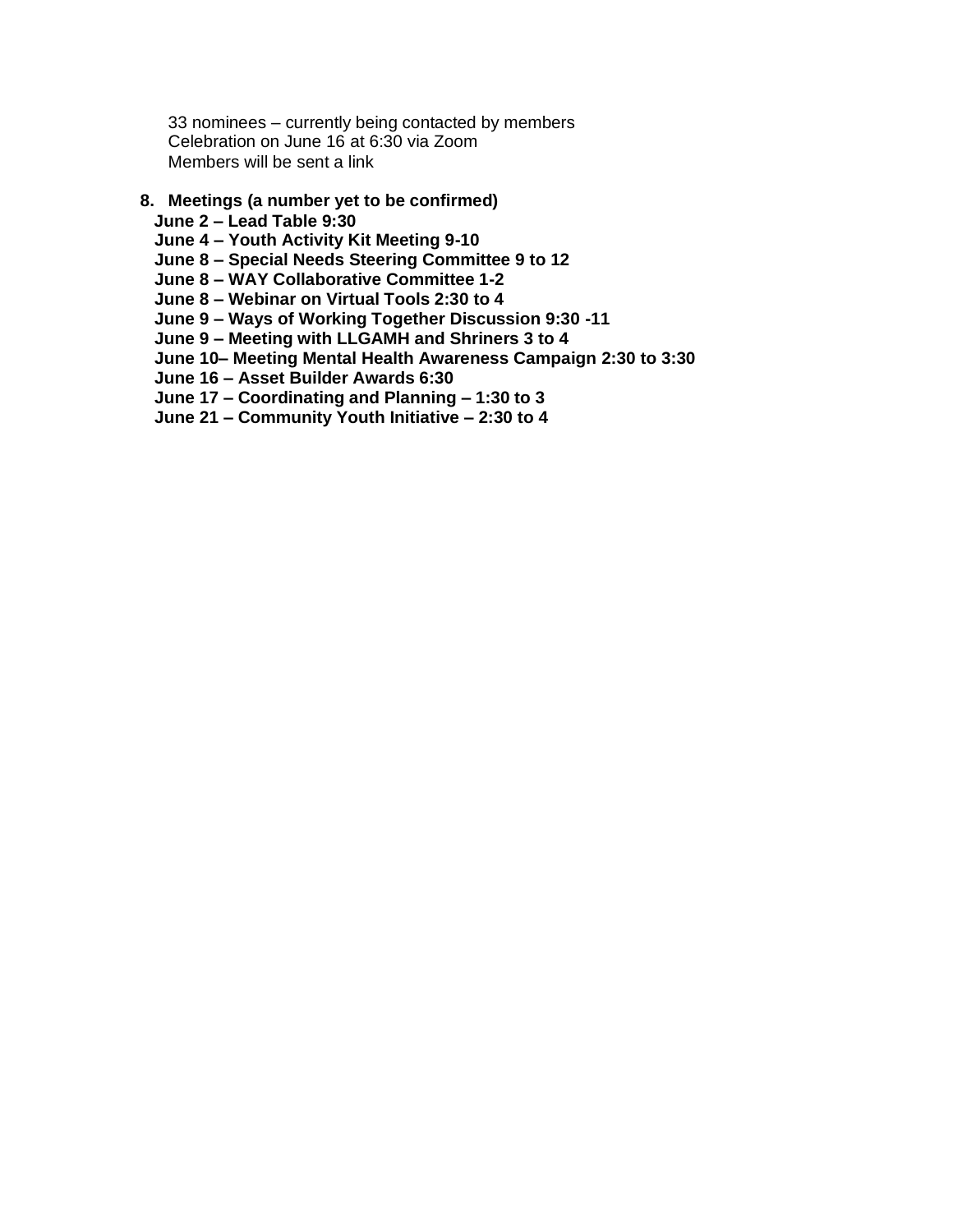33 nominees – currently being contacted by members
Celebration on June 16 at 6:30 via Zoom
Members will be sent a link

8. **Meetings (a number yet to be confirmed)**
   **June 2 – Lead Table 9:30**
   **June 4 – Youth Activity Kit Meeting 9-10**
   **June 8 – Special Needs Steering Committee 9 to 12**
   **June 8 – WAY Collaborative Committee 1-2**
   **June 8 – Webinar on Virtual Tools 2:30 to 4**
   **June 9 – Ways of Working Together Discussion 9:30 -11**
   **June 9 – Meeting with LLGAMH and Shriners 3 to 4**
   **June 10– Meeting Mental Health Awareness Campaign 2:30 to 3:30**
   **June 16 – Asset Builder Awards 6:30**
   **June 17 – Coordinating and Planning – 1:30 to 3**
   **June 21 – Community Youth Initiative – 2:30 to 4**